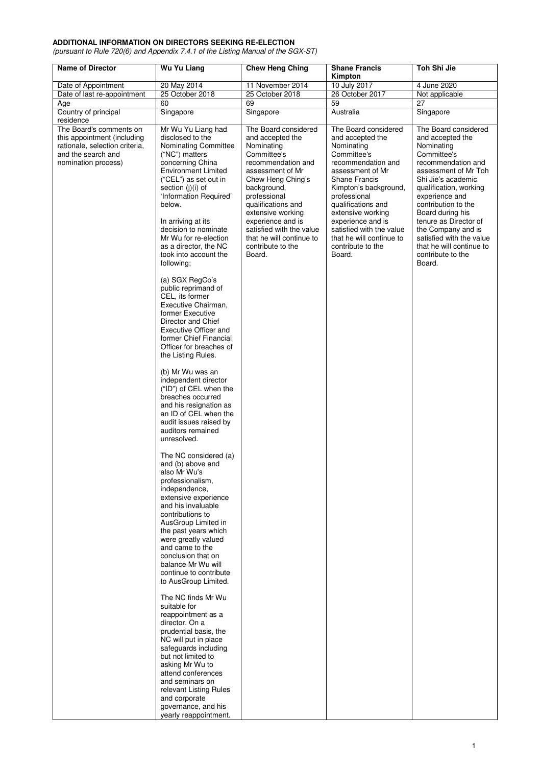**ADDITIONAL INFORMATION ON DIRECTORS SEEKING RE-ELECTION**
*(pursuant to Rule 720(6) and Appendix 7.4.1 of the Listing Manual of the SGX-ST)*

| Name of Director | Wu Yu Liang | Chew Heng Ching | Shane Francis Kimpton | Toh Shi Jie |
|---|---|---|---|---|
| Date of Appointment | 20 May 2014 | 11 November 2014 | 10 July 2017 | 4 June 2020 |
| Date of last re-appointment | 25 October 2018 | 25 October 2018 | 26 October 2017 | Not applicable |
| Age | 60 | 69 | 59 | 27 |
| Country of principal residence | Singapore | Singapore | Australia | Singapore |
| The Board's comments on this appointment (including rationale, selection criteria, and the search and nomination process) | Mr Wu Yu Liang had disclosed to the Nominating Committee ("NC") matters concerning China Environment Limited ("CEL") as set out in section (j)(i) of 'Information Required' below.<br><br>In arriving at its decision to nominate Mr Wu for re-election as a director, the NC took into account the following;<br><br>(a) SGX RegCo's public reprimand of CEL, its former Executive Chairman, former Executive Director and Chief Executive Officer and former Chief Financial Officer for breaches of the Listing Rules.<br><br>(b) Mr Wu was an independent director ("ID") of CEL when the breaches occurred and his resignation as an ID of CEL when the audit issues raised by auditors remained unresolved.<br><br>The NC considered (a) and (b) above and also Mr Wu's professionalism, independence, extensive experience and his invaluable contributions to AusGroup Limited in the past years which were greatly valued and came to the conclusion that on balance Mr Wu will continue to contribute to AusGroup Limited.<br><br>The NC finds Mr Wu suitable for reappointment as a director. On a prudential basis, the NC will put in place safeguards including but not limited to asking Mr Wu to attend conferences and seminars on relevant Listing Rules and corporate governance, and his yearly reappointment. | The Board considered and accepted the Nominating Committee's recommendation and assessment of Mr Chew Heng Ching's background, professional qualifications and extensive working experience and is satisfied with the value that he will continue to contribute to the Board. | The Board considered and accepted the Nominating Committee's recommendation and assessment of Mr Shane Francis Kimpton's background, professional qualifications and extensive working experience and is satisfied with the value that he will continue to contribute to the Board. | The Board considered and accepted the Nominating Committee's recommendation and assessment of Mr Toh Shi Jie's academic qualification, working experience and contribution to the Board during his tenure as Director of the Company and is satisfied with the value that he will continue to contribute to the Board. |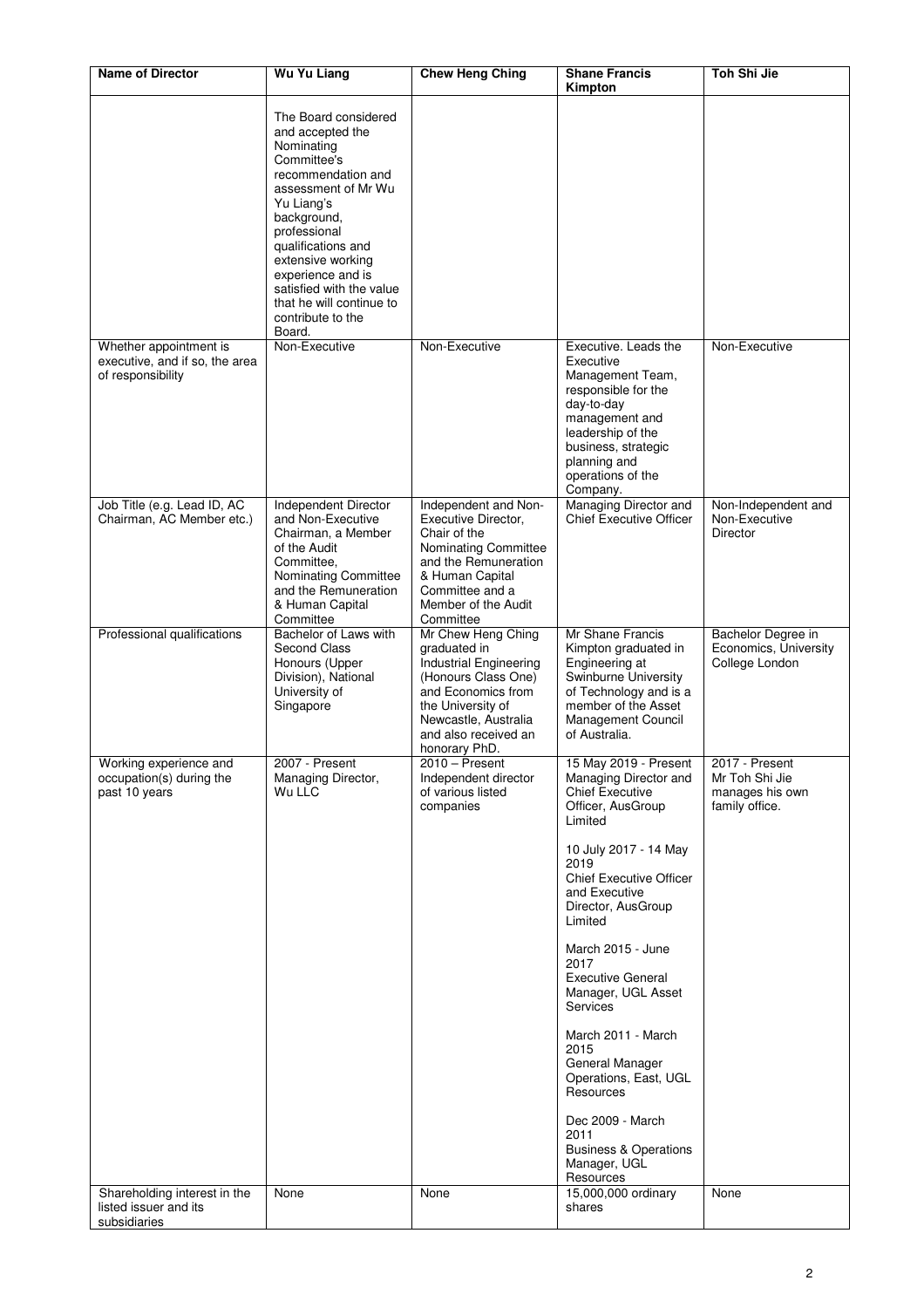| Name of Director | Wu Yu Liang | Chew Heng Ching | Shane Francis Kimpton | Toh Shi Jie |
|---|---|---|---|---|
| | The Board considered and accepted the Nominating Committee's recommendation and assessment of Mr Wu Yu Liang's background, professional qualifications and extensive working experience and is satisfied with the value that he will continue to contribute to the Board. | | | |
| Whether appointment is executive, and if so, the area of responsibility | Non-Executive | Non-Executive | Executive. Leads the Executive Management Team, responsible for the day-to-day management and leadership of the business, strategic planning and operations of the Company. | Non-Executive |
| Job Title (e.g. Lead ID, AC Chairman, AC Member etc.) | Independent Director and Non-Executive Chairman, a Member of the Audit Committee, Nominating Committee and the Remuneration & Human Capital Committee | Independent and Non-Executive Director, Chair of the Nominating Committee and the Remuneration & Human Capital Committee and a Member of the Audit Committee | Managing Director and Chief Executive Officer | Non-Independent and Non-Executive Director |
| Professional qualifications | Bachelor of Laws with Second Class Honours (Upper Division), National University of Singapore | Mr Chew Heng Ching graduated in Industrial Engineering (Honours Class One) and Economics from the University of Newcastle, Australia and also received an honorary PhD. | Mr Shane Francis Kimpton graduated in Engineering at Swinburne University of Technology and is a member of the Asset Management Council of Australia. | Bachelor Degree in Economics, University College London |
| Working experience and occupation(s) during the past 10 years | 2007 - Present<br>Managing Director, Wu LLC | 2010 – Present<br>Independent director of various listed companies | 15 May 2019 - Present<br>Managing Director and Chief Executive Officer, AusGroup Limited<br><br>10 July 2017 - 14 May 2019<br>Chief Executive Officer and Executive Director, AusGroup Limited<br><br>March 2015 - June 2017<br>Executive General Manager, UGL Asset Services<br><br>March 2011 - March 2015<br>General Manager Operations, East, UGL Resources<br><br>Dec 2009 - March 2011<br>Business & Operations Manager, UGL Resources | 2017 - Present<br>Mr Toh Shi Jie manages his own family office. |
| Shareholding interest in the listed issuer and its subsidiaries | None | None | 15,000,000 ordinary shares | None |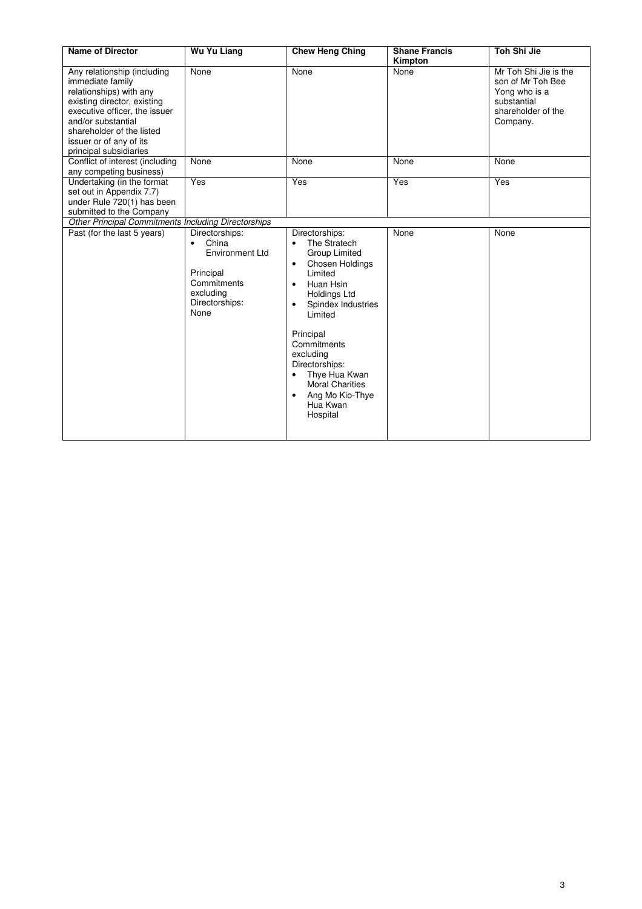| Name of Director | Wu Yu Liang | Chew Heng Ching | Shane Francis Kimpton | Toh Shi Jie |
|---|---|---|---|---|
| Any relationship (including immediate family relationships) with any existing director, existing executive officer, the issuer and/or substantial shareholder of the listed issuer or of any of its principal subsidiaries | None | None | None | Mr Toh Shi Jie is the son of Mr Toh Bee Yong who is a substantial shareholder of the Company. |
| Conflict of interest (including any competing business) | None | None | None | None |
| Undertaking (in the format set out in Appendix 7.7) under Rule 720(1) has been submitted to the Company | Yes | Yes | Yes | Yes |
| *Other Principal Commitments Including Directorships* | | | | |
| Past (for the last 5 years) | Directorships:<br>• China Environment Ltd<br><br>Principal Commitments excluding Directorships:<br>None | Directorships:<br>• The Stratech Group Limited<br>• Chosen Holdings Limited<br>• Huan Hsin Holdings Ltd<br>• Spindex Industries Limited<br><br>Principal Commitments excluding Directorships:<br>• Thye Hua Kwan Moral Charities<br>• Ang Mo Kio-Thye Hua Kwan Hospital | None | None |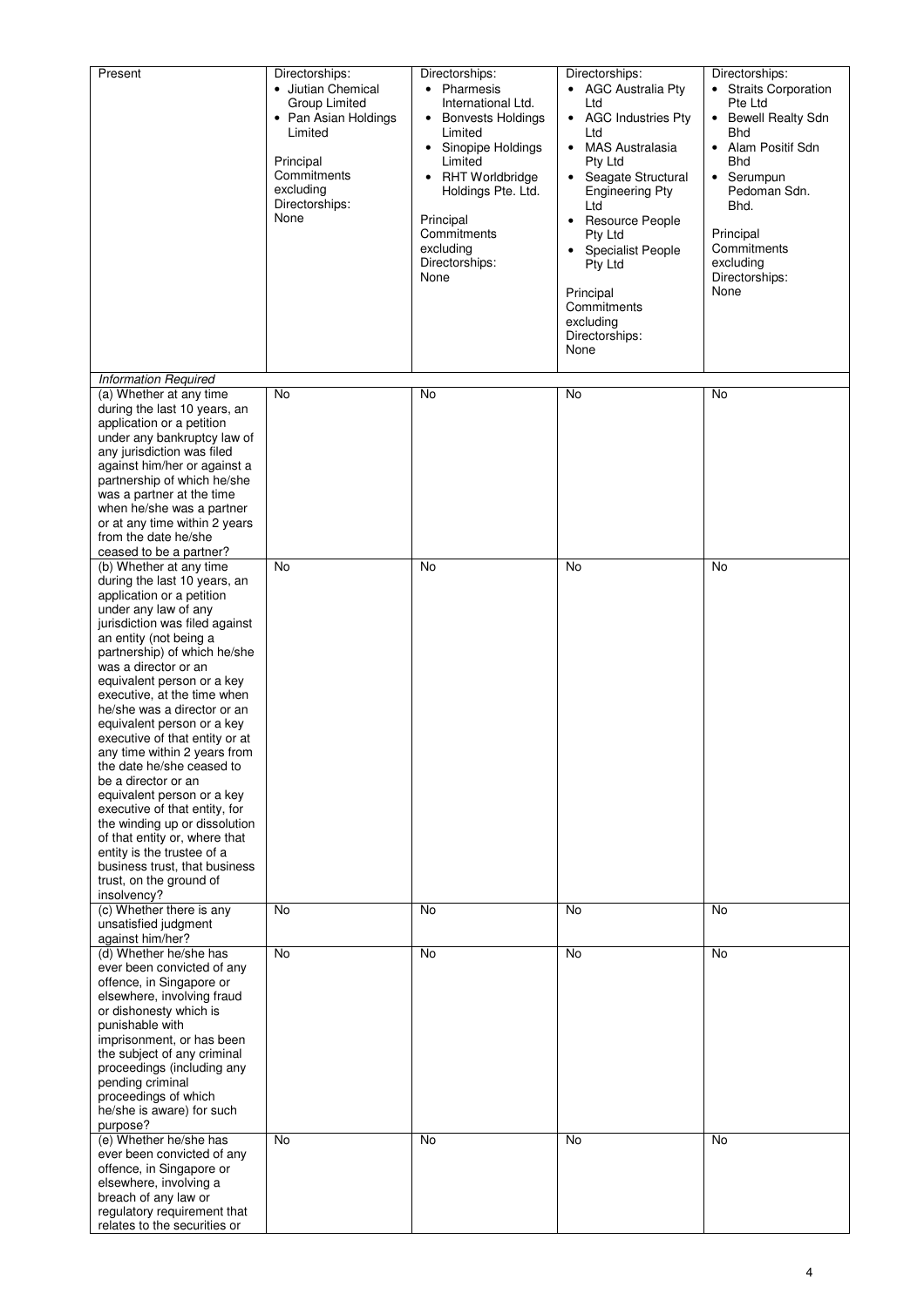| Present | Directorships:<br>• Jiutian Chemical Group Limited<br>• Pan Asian Holdings Limited<br><br>Principal Commitments excluding Directorships:<br>None | Directorships:<br>• Pharmesis International Ltd.<br>• Bonvests Holdings Limited<br>• Sinopipe Holdings Limited<br>• RHT Worldbridge Holdings Pte. Ltd.<br><br>Principal Commitments excluding Directorships:<br>None | Directorships:<br>• AGC Australia Pty Ltd<br>• AGC Industries Pty Ltd<br>• MAS Australasia Pty Ltd<br>• Seagate Structural Engineering Pty Ltd<br>• Resource People Pty Ltd<br>• Specialist People Pty Ltd<br><br>Principal Commitments excluding Directorships:<br>None | Directorships:<br>• Straits Corporation Pte Ltd<br>• Bewell Realty Sdn Bhd<br>• Alam Positif Sdn Bhd<br>• Serumpun Pedoman Sdn. Bhd.<br><br>Principal Commitments excluding Directorships:<br>None |
|---|---|---|---|---|
| *Information Required* | | | | |
| (a) Whether at any time during the last 10 years, an application or a petition under any bankruptcy law of any jurisdiction was filed against him/her or against a partnership of which he/she was a partner at the time when he/she was a partner or at any time within 2 years from the date he/she ceased to be a partner? | No | No | No | No |
| (b) Whether at any time during the last 10 years, an application or a petition under any law of any jurisdiction was filed against an entity (not being a partnership) of which he/she was a director or an equivalent person or a key executive, at the time when he/she was a director or an equivalent person or a key executive of that entity or at any time within 2 years from the date he/she ceased to be a director or an equivalent person or a key executive of that entity, for the winding up or dissolution of that entity or, where that entity is the trustee of a business trust, that business trust, on the ground of insolvency? | No | No | No | No |
| (c) Whether there is any unsatisfied judgment against him/her? | No | No | No | No |
| (d) Whether he/she has ever been convicted of any offence, in Singapore or elsewhere, involving fraud or dishonesty which is punishable with imprisonment, or has been the subject of any criminal proceedings (including any pending criminal proceedings of which he/she is aware) for such purpose? | No | No | No | No |
| (e) Whether he/she has ever been convicted of any offence, in Singapore or elsewhere, involving a breach of any law or regulatory requirement that relates to the securities or | No | No | No | No |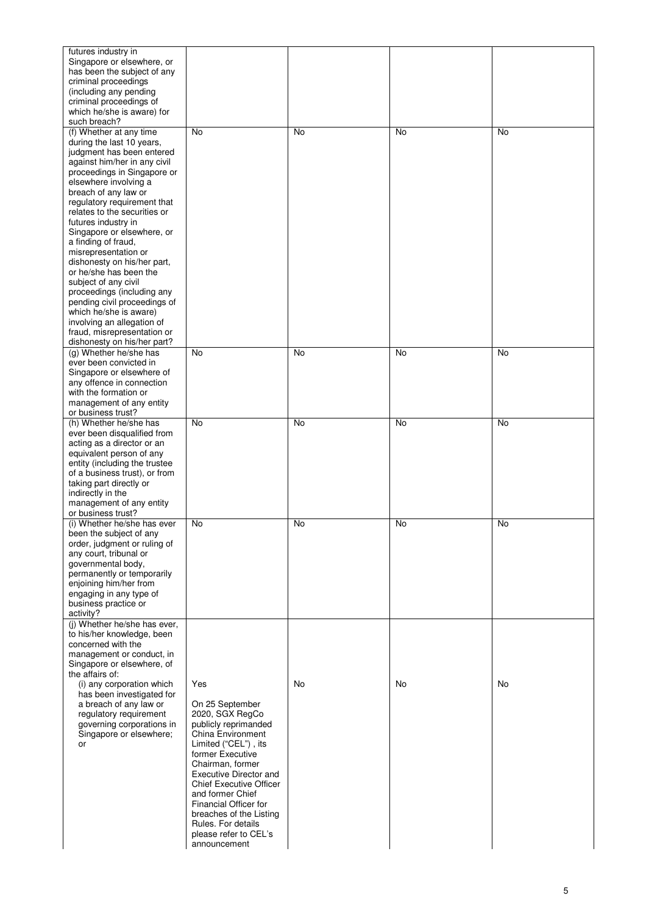| | | | | |
|---|---|---|---|---|
| futures industry in Singapore or elsewhere, or has been the subject of any criminal proceedings (including any pending criminal proceedings of which he/she is aware) for such breach? | | | | |
| (f) Whether at any time during the last 10 years, judgment has been entered against him/her in any civil proceedings in Singapore or elsewhere involving a breach of any law or regulatory requirement that relates to the securities or futures industry in Singapore or elsewhere, or a finding of fraud, misrepresentation or dishonesty on his/her part, or he/she has been the subject of any civil proceedings (including any pending civil proceedings of which he/she is aware) involving an allegation of fraud, misrepresentation or dishonesty on his/her part? | No | No | No | No |
| (g) Whether he/she has ever been convicted in Singapore or elsewhere of any offence in connection with the formation or management of any entity or business trust? | No | No | No | No |
| (h) Whether he/she has ever been disqualified from acting as a director or an equivalent person of any entity (including the trustee of a business trust), or from taking part directly or indirectly in the management of any entity or business trust? | No | No | No | No |
| (i) Whether he/she has ever been the subject of any order, judgment or ruling of any court, tribunal or governmental body, permanently or temporarily enjoining him/her from engaging in any type of business practice or activity? | No | No | No | No |
| (j) Whether he/she has ever, to his/her knowledge, been concerned with the management or conduct, in Singapore or elsewhere, of the affairs of:<br>(i) any corporation which has been investigated for a breach of any law or regulatory requirement governing corporations in Singapore or elsewhere; or | Yes<br><br>On 25 September 2020, SGX RegCo publicly reprimanded China Environment Limited ("CEL") , its former Executive Chairman, former Executive Director and Chief Executive Officer and former Chief Financial Officer for breaches of the Listing Rules. For details please refer to CEL's announcement | No | No | No |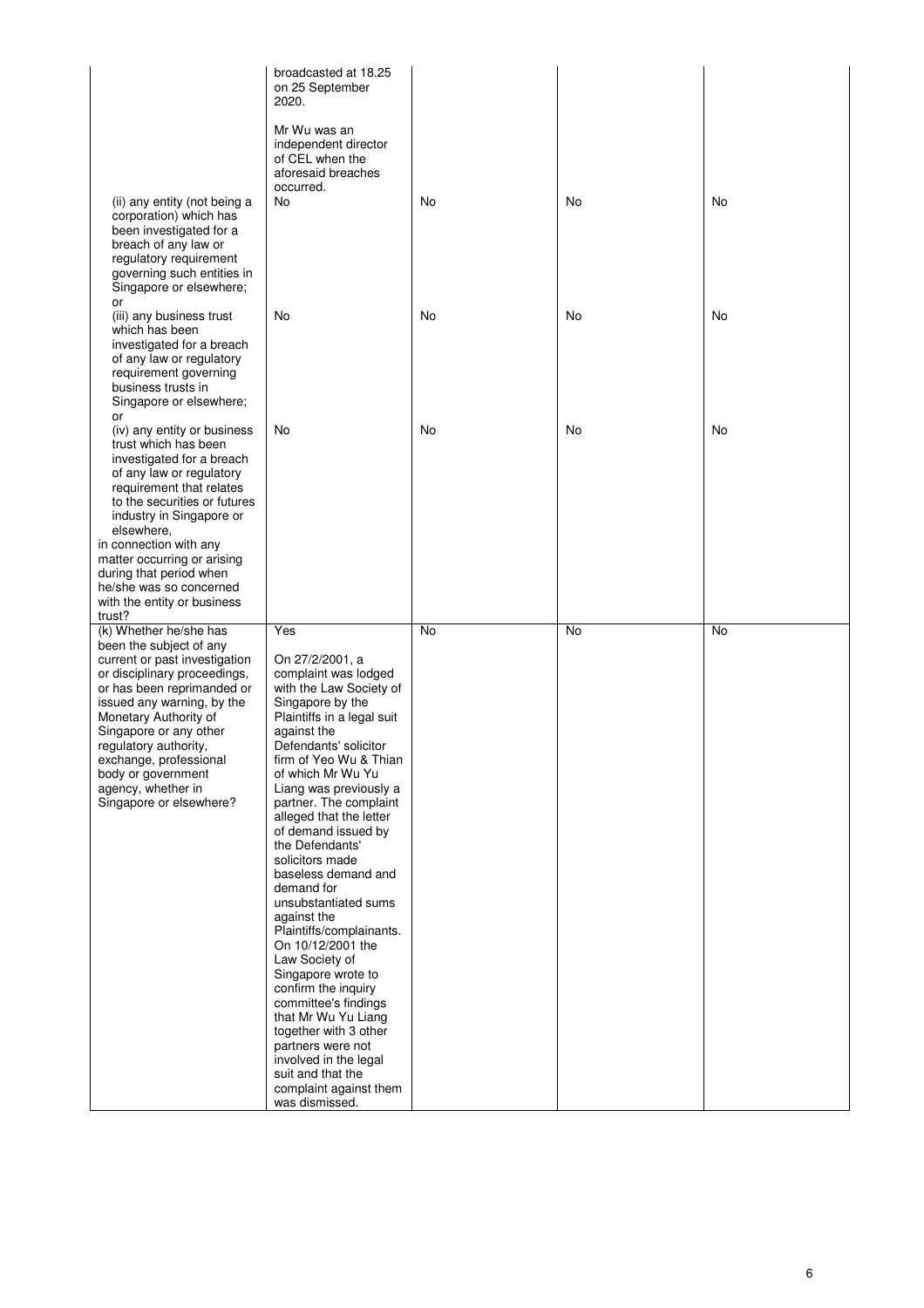| | | | | |
|---|---|---|---|---|
| | broadcasted at 18.25 on 25 September 2020.<br><br>Mr Wu was an independent director of CEL when the aforesaid breaches occurred. | | | |
| (ii) any entity (not being a corporation) which has been investigated for a breach of any law or regulatory requirement governing such entities in Singapore or elsewhere; or | No | No | No | No |
| (iii) any business trust which has been investigated for a breach of any law or regulatory requirement governing business trusts in Singapore or elsewhere; or | No | No | No | No |
| (iv) any entity or business trust which has been investigated for a breach of any law or regulatory requirement that relates to the securities or futures industry in Singapore or elsewhere,<br>in connection with any matter occurring or arising during that period when he/she was so concerned with the entity or business trust? | No | No | No | No |
| (k) Whether he/she has been the subject of any current or past investigation or disciplinary proceedings, or has been reprimanded or issued any warning, by the Monetary Authority of Singapore or any other regulatory authority, exchange, professional body or government agency, whether in Singapore or elsewhere? | Yes<br><br>On 27/2/2001, a complaint was lodged with the Law Society of Singapore by the Plaintiffs in a legal suit against the Defendants' solicitor firm of Yeo Wu & Thian of which Mr Wu Yu Liang was previously a partner. The complaint alleged that the letter of demand issued by the Defendants' solicitors made baseless demand and demand for unsubstantiated sums against the Plaintiffs/complainants. On 10/12/2001 the Law Society of Singapore wrote to confirm the inquiry committee's findings that Mr Wu Yu Liang together with 3 other partners were not involved in the legal suit and that the complaint against them was dismissed. | No | No | No |